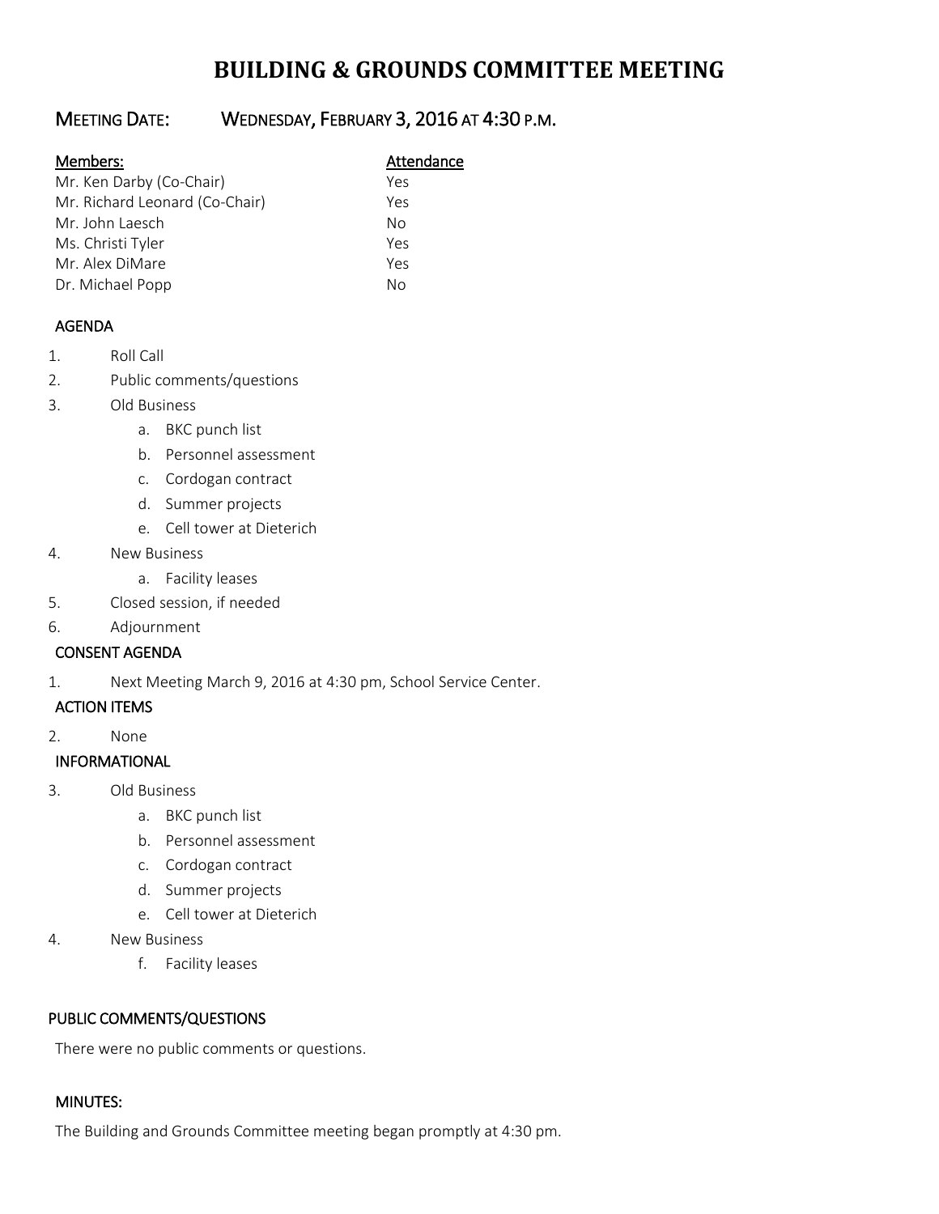# BUILDING & GROUNDS COMMITTEE MEETING

## MEETING DATE: WEDNESDAY, FEBRUARY 3, 2016 AT 4:30 P.M.

| Members: | Attendance |
|---|---|
| Mr. Ken Darby (Co-Chair) | Yes |
| Mr. Richard Leonard (Co-Chair) | Yes |
| Mr. John Laesch | No |
| Ms. Christi Tyler | Yes |
| Mr. Alex DiMare | Yes |
| Dr. Michael Popp | No |

### AGENDA

1. Roll Call
2. Public comments/questions
3. Old Business
   a. BKC punch list
   b. Personnel assessment
   c. Cordogan contract
   d. Summer projects
   e. Cell tower at Dieterich
4. New Business
   a. Facility leases
5. Closed session, if needed
6. Adjournment

### CONSENT AGENDA

1. Next Meeting March 9, 2016 at 4:30 pm, School Service Center.

### ACTION ITEMS

2. None

### INFORMATIONAL

3. Old Business
   a. BKC punch list
   b. Personnel assessment
   c. Cordogan contract
   d. Summer projects
   e. Cell tower at Dieterich
4. New Business
   f. Facility leases

### PUBLIC COMMENTS/QUESTIONS

There were no public comments or questions.

### MINUTES:

The Building and Grounds Committee meeting began promptly at 4:30 pm.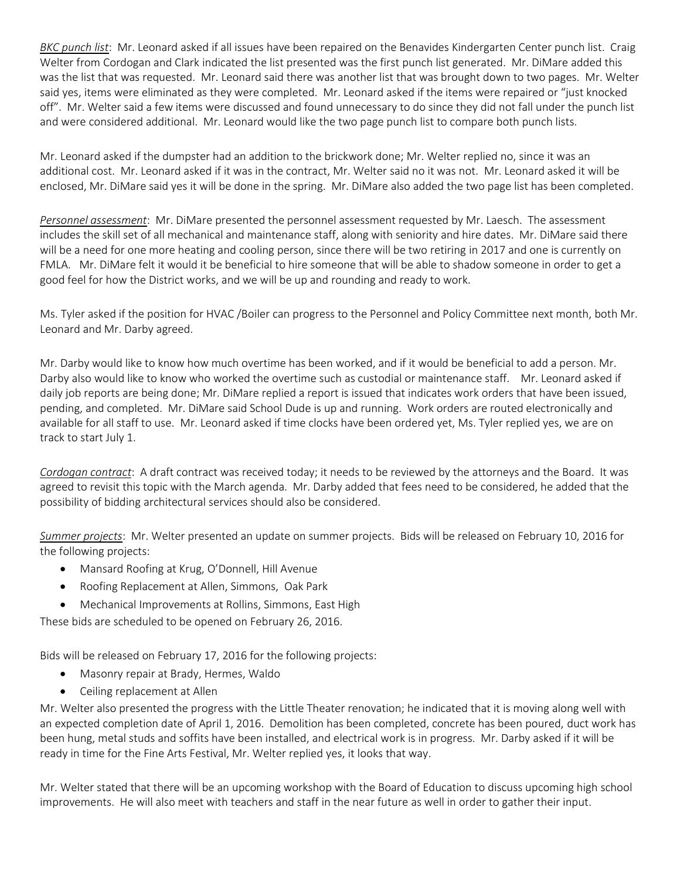*BKC punch list*: Mr. Leonard asked if all issues have been repaired on the Benavides Kindergarten Center punch list. Craig Welter from Cordogan and Clark indicated the list presented was the first punch list generated. Mr. DiMare added this was the list that was requested. Mr. Leonard said there was another list that was brought down to two pages. Mr. Welter said yes, items were eliminated as they were completed. Mr. Leonard asked if the items were repaired or "just knocked off". Mr. Welter said a few items were discussed and found unnecessary to do since they did not fall under the punch list and were considered additional. Mr. Leonard would like the two page punch list to compare both punch lists.

Mr. Leonard asked if the dumpster had an addition to the brickwork done; Mr. Welter replied no, since it was an additional cost. Mr. Leonard asked if it was in the contract, Mr. Welter said no it was not. Mr. Leonard asked it will be enclosed, Mr. DiMare said yes it will be done in the spring. Mr. DiMare also added the two page list has been completed.

*Personnel assessment*: Mr. DiMare presented the personnel assessment requested by Mr. Laesch. The assessment includes the skill set of all mechanical and maintenance staff, along with seniority and hire dates. Mr. DiMare said there will be a need for one more heating and cooling person, since there will be two retiring in 2017 and one is currently on FMLA. Mr. DiMare felt it would it be beneficial to hire someone that will be able to shadow someone in order to get a good feel for how the District works, and we will be up and rounding and ready to work.

Ms. Tyler asked if the position for HVAC /Boiler can progress to the Personnel and Policy Committee next month, both Mr. Leonard and Mr. Darby agreed.

Mr. Darby would like to know how much overtime has been worked, and if it would be beneficial to add a person. Mr. Darby also would like to know who worked the overtime such as custodial or maintenance staff. Mr. Leonard asked if daily job reports are being done; Mr. DiMare replied a report is issued that indicates work orders that have been issued, pending, and completed. Mr. DiMare said School Dude is up and running. Work orders are routed electronically and available for all staff to use. Mr. Leonard asked if time clocks have been ordered yet, Ms. Tyler replied yes, we are on track to start July 1.

*Cordogan contract*: A draft contract was received today; it needs to be reviewed by the attorneys and the Board. It was agreed to revisit this topic with the March agenda. Mr. Darby added that fees need to be considered, he added that the possibility of bidding architectural services should also be considered.

*Summer projects*: Mr. Welter presented an update on summer projects. Bids will be released on February 10, 2016 for the following projects:

- Mansard Roofing at Krug, O'Donnell, Hill Avenue
- Roofing Replacement at Allen, Simmons, Oak Park
- Mechanical Improvements at Rollins, Simmons, East High

These bids are scheduled to be opened on February 26, 2016.

Bids will be released on February 17, 2016 for the following projects:

- Masonry repair at Brady, Hermes, Waldo
- Ceiling replacement at Allen

Mr. Welter also presented the progress with the Little Theater renovation; he indicated that it is moving along well with an expected completion date of April 1, 2016. Demolition has been completed, concrete has been poured, duct work has been hung, metal studs and soffits have been installed, and electrical work is in progress. Mr. Darby asked if it will be ready in time for the Fine Arts Festival, Mr. Welter replied yes, it looks that way.

Mr. Welter stated that there will be an upcoming workshop with the Board of Education to discuss upcoming high school improvements. He will also meet with teachers and staff in the near future as well in order to gather their input.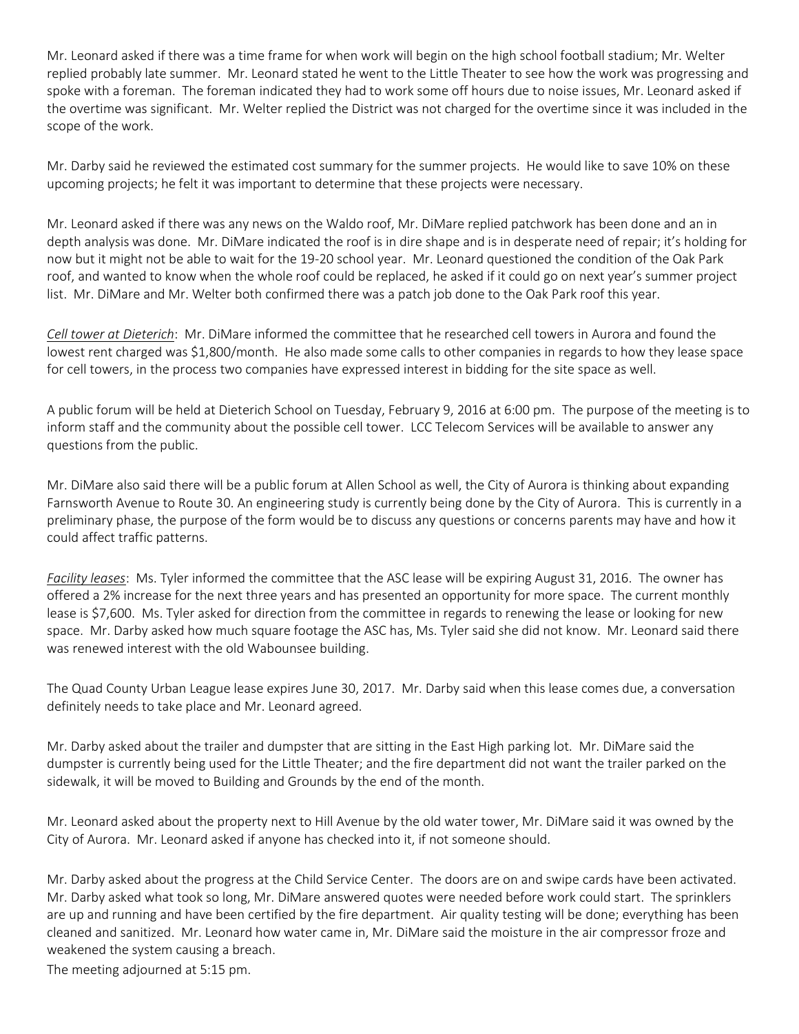Mr. Leonard asked if there was a time frame for when work will begin on the high school football stadium; Mr. Welter replied probably late summer. Mr. Leonard stated he went to the Little Theater to see how the work was progressing and spoke with a foreman. The foreman indicated they had to work some off hours due to noise issues, Mr. Leonard asked if the overtime was significant. Mr. Welter replied the District was not charged for the overtime since it was included in the scope of the work.

Mr. Darby said he reviewed the estimated cost summary for the summer projects. He would like to save 10% on these upcoming projects; he felt it was important to determine that these projects were necessary.

Mr. Leonard asked if there was any news on the Waldo roof, Mr. DiMare replied patchwork has been done and an in depth analysis was done. Mr. DiMare indicated the roof is in dire shape and is in desperate need of repair; it's holding for now but it might not be able to wait for the 19-20 school year. Mr. Leonard questioned the condition of the Oak Park roof, and wanted to know when the whole roof could be replaced, he asked if it could go on next year's summer project list. Mr. DiMare and Mr. Welter both confirmed there was a patch job done to the Oak Park roof this year.

*Cell tower at Dieterich*: Mr. DiMare informed the committee that he researched cell towers in Aurora and found the lowest rent charged was $1,800/month. He also made some calls to other companies in regards to how they lease space for cell towers, in the process two companies have expressed interest in bidding for the site space as well.

A public forum will be held at Dieterich School on Tuesday, February 9, 2016 at 6:00 pm. The purpose of the meeting is to inform staff and the community about the possible cell tower. LCC Telecom Services will be available to answer any questions from the public.

Mr. DiMare also said there will be a public forum at Allen School as well, the City of Aurora is thinking about expanding Farnsworth Avenue to Route 30. An engineering study is currently being done by the City of Aurora. This is currently in a preliminary phase, the purpose of the form would be to discuss any questions or concerns parents may have and how it could affect traffic patterns.

*Facility leases*: Ms. Tyler informed the committee that the ASC lease will be expiring August 31, 2016. The owner has offered a 2% increase for the next three years and has presented an opportunity for more space. The current monthly lease is $7,600. Ms. Tyler asked for direction from the committee in regards to renewing the lease or looking for new space. Mr. Darby asked how much square footage the ASC has, Ms. Tyler said she did not know. Mr. Leonard said there was renewed interest with the old Waubonsee building.

The Quad County Urban League lease expires June 30, 2017. Mr. Darby said when this lease comes due, a conversation definitely needs to take place and Mr. Leonard agreed.

Mr. Darby asked about the trailer and dumpster that are sitting in the East High parking lot. Mr. DiMare said the dumpster is currently being used for the Little Theater; and the fire department did not want the trailer parked on the sidewalk, it will be moved to Building and Grounds by the end of the month.

Mr. Leonard asked about the property next to Hill Avenue by the old water tower, Mr. DiMare said it was owned by the City of Aurora. Mr. Leonard asked if anyone has checked into it, if not someone should.

Mr. Darby asked about the progress at the Child Service Center. The doors are on and swipe cards have been activated. Mr. Darby asked what took so long, Mr. DiMare answered quotes were needed before work could start. The sprinklers are up and running and have been certified by the fire department. Air quality testing will be done; everything has been cleaned and sanitized. Mr. Leonard how water came in, Mr. DiMare said the moisture in the air compressor froze and weakened the system causing a breach.

The meeting adjourned at 5:15 pm.